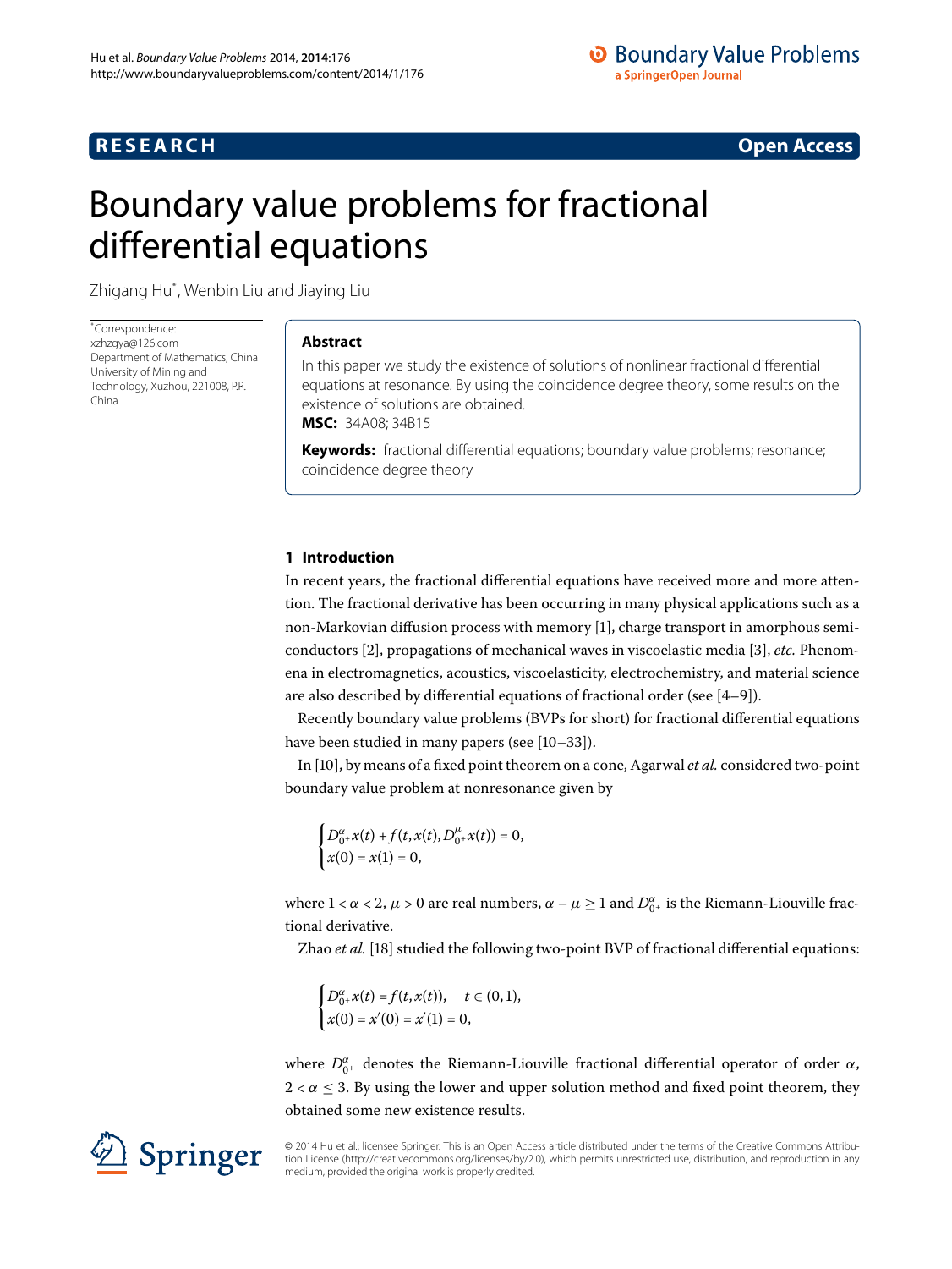# Boundary value problems for fractional differential equations

Zhigang Hu*, Wenbin Liu and Jiaying Liu

*Correspondence: xzhzgya@126.com
Department of Mathematics, China University of Mining and Technology, Xuzhou, 221008, P.R. China

## Abstract

In this paper we study the existence of solutions of nonlinear fractional differential equations at resonance. By using the coincidence degree theory, some results on the existence of solutions are obtained.

**MSC:** 34A08; 34B15

**Keywords:** fractional differential equations; boundary value problems; resonance; coincidence degree theory

## 1 Introduction

In recent years, the fractional differential equations have received more and more attention. The fractional derivative has been occurring in many physical applications such as a non-Markovian diffusion process with memory [1], charge transport in amorphous semiconductors [2], propagations of mechanical waves in viscoelastic media [3], *etc.* Phenomena in electromagnetics, acoustics, viscoelasticity, electrochemistry, and material science are also described by differential equations of fractional order (see [4–9]).

Recently boundary value problems (BVPs for short) for fractional differential equations have been studied in many papers (see [10–33]).

In [10], by means of a fixed point theorem on a cone, Agarwal *et al.* considered two-point boundary value problem at nonresonance given by

$$\begin{cases} D^{\alpha}_{0^+}x(t) + f(t, x(t), D^{\mu}_{0^+}x(t)) = 0, \\ x(0) = x(1) = 0, \end{cases}$$

where $1 < \alpha < 2$, $\mu > 0$ are real numbers, $\alpha - \mu \geq 1$ and $D^{\alpha}_{0^+}$ is the Riemann-Liouville fractional derivative.

Zhao *et al.* [18] studied the following two-point BVP of fractional differential equations:

$$\begin{cases} D^{\alpha}_{0^+}x(t) = f(t, x(t)), \quad t \in (0,1), \\ x(0) = x'(0) = x'(1) = 0, \end{cases}$$

where $D^{\alpha}_{0^+}$ denotes the Riemann-Liouville fractional differential operator of order $\alpha$, $2 < \alpha \leq 3$. By using the lower and upper solution method and fixed point theorem, they obtained some new existence results.

© 2014 Hu et al.; licensee Springer. This is an Open Access article distributed under the terms of the Creative Commons Attribution License (http://creativecommons.org/licenses/by/2.0), which permits unrestricted use, distribution, and reproduction in any medium, provided the original work is properly credited.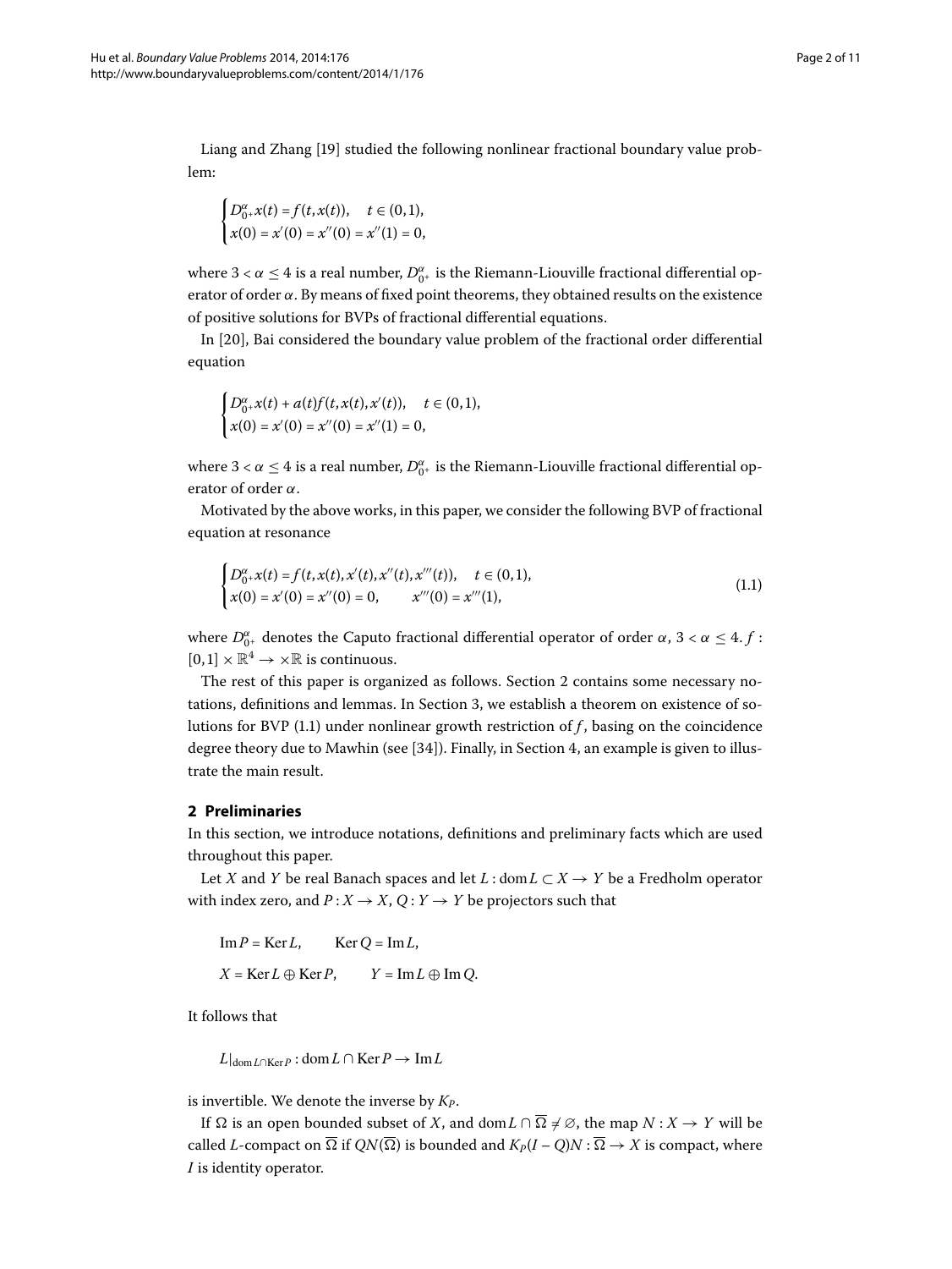Liang and Zhang [19] studied the following nonlinear fractional boundary value problem:

$$\begin{cases} D_{0^+}^{\alpha} x(t) = f(t, x(t)), & t \in (0,1), \\ x(0) = x'(0) = x''(0) = x''(1) = 0, \end{cases}$$

where $3 < \alpha \leq 4$ is a real number, $D_{0^+}^{\alpha}$ is the Riemann-Liouville fractional differential operator of order $\alpha$. By means of fixed point theorems, they obtained results on the existence of positive solutions for BVPs of fractional differential equations.

In [20], Bai considered the boundary value problem of the fractional order differential equation

$$\begin{cases} D_{0^+}^{\alpha} x(t) + a(t) f(t, x(t), x'(t)), & t \in (0,1), \\ x(0) = x'(0) = x''(0) = x''(1) = 0, \end{cases}$$

where $3 < \alpha \leq 4$ is a real number, $D_{0^+}^{\alpha}$ is the Riemann-Liouville fractional differential operator of order $\alpha$.

Motivated by the above works, in this paper, we consider the following BVP of fractional equation at resonance

$$\begin{cases} D_{0^+}^{\alpha} x(t) = f(t, x(t), x'(t), x''(t), x'''(t)), & t \in (0,1), \\ x(0) = x'(0) = x''(0) = 0, \qquad x'''(0) = x'''(1), \end{cases} \tag{1.1}$$

where $D_{0^+}^{\alpha}$ denotes the Caputo fractional differential operator of order $\alpha$, $3 < \alpha \leq 4$. $f : [0,1] \times \mathbb{R}^4 \to \times\mathbb{R}$ is continuous.

The rest of this paper is organized as follows. Section 2 contains some necessary notations, definitions and lemmas. In Section 3, we establish a theorem on existence of solutions for BVP (1.1) under nonlinear growth restriction of $f$, basing on the coincidence degree theory due to Mawhin (see [34]). Finally, in Section 4, an example is given to illustrate the main result.

## 2 Preliminaries

In this section, we introduce notations, definitions and preliminary facts which are used throughout this paper.

Let $X$ and $Y$ be real Banach spaces and let $L : \operatorname{dom} L \subset X \to Y$ be a Fredholm operator with index zero, and $P : X \to X$, $Q : Y \to Y$ be projectors such that

$$\operatorname{Im} P = \operatorname{Ker} L, \qquad \operatorname{Ker} Q = \operatorname{Im} L,$$

$$X = \operatorname{Ker} L \oplus \operatorname{Ker} P, \qquad Y = \operatorname{Im} L \oplus \operatorname{Im} Q.$$

It follows that

$$L|_{\operatorname{dom} L \cap \operatorname{Ker} P} : \operatorname{dom} L \cap \operatorname{Ker} P \to \operatorname{Im} L$$

is invertible. We denote the inverse by $K_P$.

If $\Omega$ is an open bounded subset of $X$, and $\operatorname{dom} L \cap \overline{\Omega} \neq \emptyset$, the map $N : X \to Y$ will be called $L$-compact on $\overline{\Omega}$ if $QN(\overline{\Omega})$ is bounded and $K_P(I - Q)N : \overline{\Omega} \to X$ is compact, where $I$ is identity operator.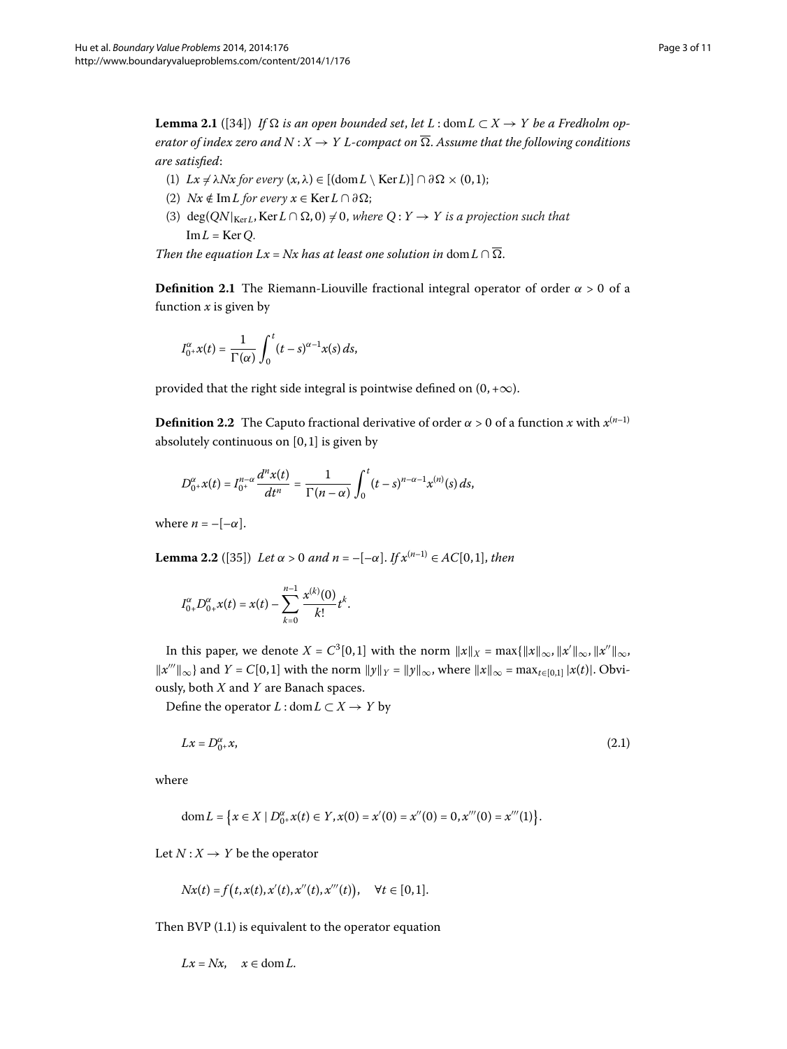**Lemma 2.1** ([34]) *If $\Omega$ is an open bounded set, let $L : \operatorname{dom} L \subset X \to Y$ be a Fredholm operator of index zero and $N : X \to Y$ $L$-compact on $\overline{\Omega}$. Assume that the following conditions are satisfied*:

1. $Lx \neq \lambda Nx$ *for every* $(x, \lambda) \in [(\operatorname{dom} L \setminus \operatorname{Ker} L)] \cap \partial\Omega \times (0, 1)$;
2. $Nx \notin \operatorname{Im} L$ *for every* $x \in \operatorname{Ker} L \cap \partial\Omega$;
3. $\deg(QN|_{\operatorname{Ker} L}, \operatorname{Ker} L \cap \Omega, 0) \neq 0$, *where* $Q : Y \to Y$ *is a projection such that* $\operatorname{Im} L = \operatorname{Ker} Q$.

*Then the equation* $Lx = Nx$ *has at least one solution in* $\operatorname{dom} L \cap \overline{\Omega}$.

**Definition 2.1** The Riemann-Liouville fractional integral operator of order $\alpha > 0$ of a function $x$ is given by

$$I_{0^+}^{\alpha} x(t) = \frac{1}{\Gamma(\alpha)} \int_0^t (t - s)^{\alpha - 1} x(s)\, ds,$$

provided that the right side integral is pointwise defined on $(0, +\infty)$.

**Definition 2.2** The Caputo fractional derivative of order $\alpha > 0$ of a function $x$ with $x^{(n-1)}$ absolutely continuous on $[0, 1]$ is given by

$$D_{0^+}^{\alpha} x(t) = I_{0^+}^{n-\alpha} \frac{d^n x(t)}{dt^n} = \frac{1}{\Gamma(n - \alpha)} \int_0^t (t - s)^{n-\alpha-1} x^{(n)}(s)\, ds,$$

where $n = -[-\alpha]$.

**Lemma 2.2** ([35]) *Let $\alpha > 0$ and $n = -[-\alpha]$. If $x^{(n-1)} \in AC[0, 1]$, then*

$$I_{0^+}^{\alpha} D_{0^+}^{\alpha} x(t) = x(t) - \sum_{k=0}^{n-1} \frac{x^{(k)}(0)}{k!} t^k.$$

In this paper, we denote $X = C^3[0, 1]$ with the norm $\|x\|_X = \max\{\|x\|_\infty, \|x'\|_\infty, \|x''\|_\infty, \|x'''\|_\infty\}$ and $Y = C[0, 1]$ with the norm $\|y\|_Y = \|y\|_\infty$, where $\|x\|_\infty = \max_{t \in [0,1]} |x(t)|$. Obviously, both $X$ and $Y$ are Banach spaces.

Define the operator $L : \operatorname{dom} L \subset X \to Y$ by

$$Lx = D_{0^+}^{\alpha} x, \tag{2.1}$$

where

$$\operatorname{dom} L = \left\{ x \in X \mid D_{0^+}^{\alpha} x(t) \in Y, x(0) = x'(0) = x''(0) = 0, x'''(0) = x'''(1) \right\}.$$

Let $N : X \to Y$ be the operator

$$Nx(t) = f\big(t, x(t), x'(t), x''(t), x'''(t)\big), \quad \forall t \in [0, 1].$$

Then BVP (1.1) is equivalent to the operator equation

$$Lx = Nx, \quad x \in \operatorname{dom} L.$$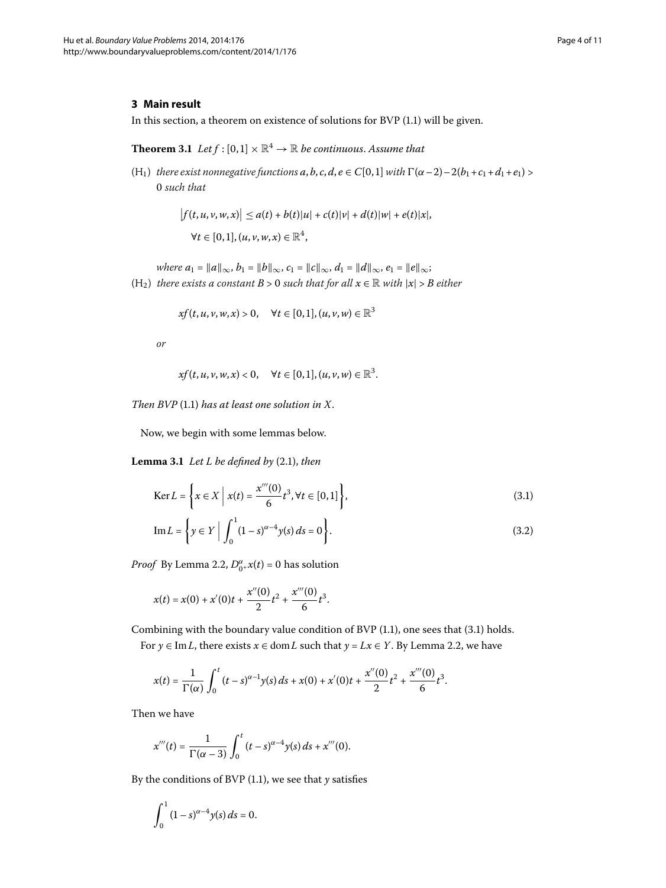## 3 Main result

In this section, a theorem on existence of solutions for BVP (1.1) will be given.

**Theorem 3.1** *Let $f : [0,1] \times \mathbb{R}^4 \to \mathbb{R}$ be continuous. Assume that*

(H$_1$) *there exist nonnegative functions $a, b, c, d, e \in C[0,1]$ with $\Gamma(\alpha-2) - 2(b_1 + c_1 + d_1 + e_1) > 0$ such that*

$$\bigl|f(t,u,v,w,x)\bigr| \le a(t) + b(t)|u| + c(t)|v| + d(t)|w| + e(t)|x|,$$
$$\forall t \in [0,1], (u,v,w,x) \in \mathbb{R}^4,$$

*where $a_1 = \|a\|_\infty$, $b_1 = \|b\|_\infty$, $c_1 = \|c\|_\infty$, $d_1 = \|d\|_\infty$, $e_1 = \|e\|_\infty$;*

(H$_2$) *there exists a constant $B > 0$ such that for all $x \in \mathbb{R}$ with $|x| > B$ either*

$$xf(t,u,v,w,x) > 0, \quad \forall t \in [0,1], (u,v,w) \in \mathbb{R}^3$$

*or*

$$xf(t,u,v,w,x) < 0, \quad \forall t \in [0,1], (u,v,w) \in \mathbb{R}^3.$$

*Then BVP* (1.1) *has at least one solution in $X$.*

Now, we begin with some lemmas below.

**Lemma 3.1** *Let $L$ be defined by* (2.1), *then*

$$\operatorname{Ker} L = \left\{ x \in X \;\middle|\; x(t) = \frac{x'''(0)}{6} t^3, \forall t \in [0,1] \right\}, \tag{3.1}$$

$$\operatorname{Im} L = \left\{ y \in Y \;\middle|\; \int_0^1 (1-s)^{\alpha-4} y(s)\, ds = 0 \right\}. \tag{3.2}$$

*Proof* By Lemma 2.2, $D_{0^+}^\alpha x(t) = 0$ has solution

$$x(t) = x(0) + x'(0)t + \frac{x''(0)}{2} t^2 + \frac{x'''(0)}{6} t^3.$$

Combining with the boundary value condition of BVP (1.1), one sees that (3.1) holds.

For $y \in \operatorname{Im} L$, there exists $x \in \operatorname{dom} L$ such that $y = Lx \in Y$. By Lemma 2.2, we have

$$x(t) = \frac{1}{\Gamma(\alpha)} \int_0^t (t-s)^{\alpha-1} y(s)\, ds + x(0) + x'(0)t + \frac{x''(0)}{2} t^2 + \frac{x'''(0)}{6} t^3.$$

Then we have

$$x'''(t) = \frac{1}{\Gamma(\alpha-3)} \int_0^t (t-s)^{\alpha-4} y(s)\, ds + x'''(0).$$

By the conditions of BVP (1.1), we see that $y$ satisfies

$$\int_0^1 (1-s)^{\alpha-4} y(s)\, ds = 0.$$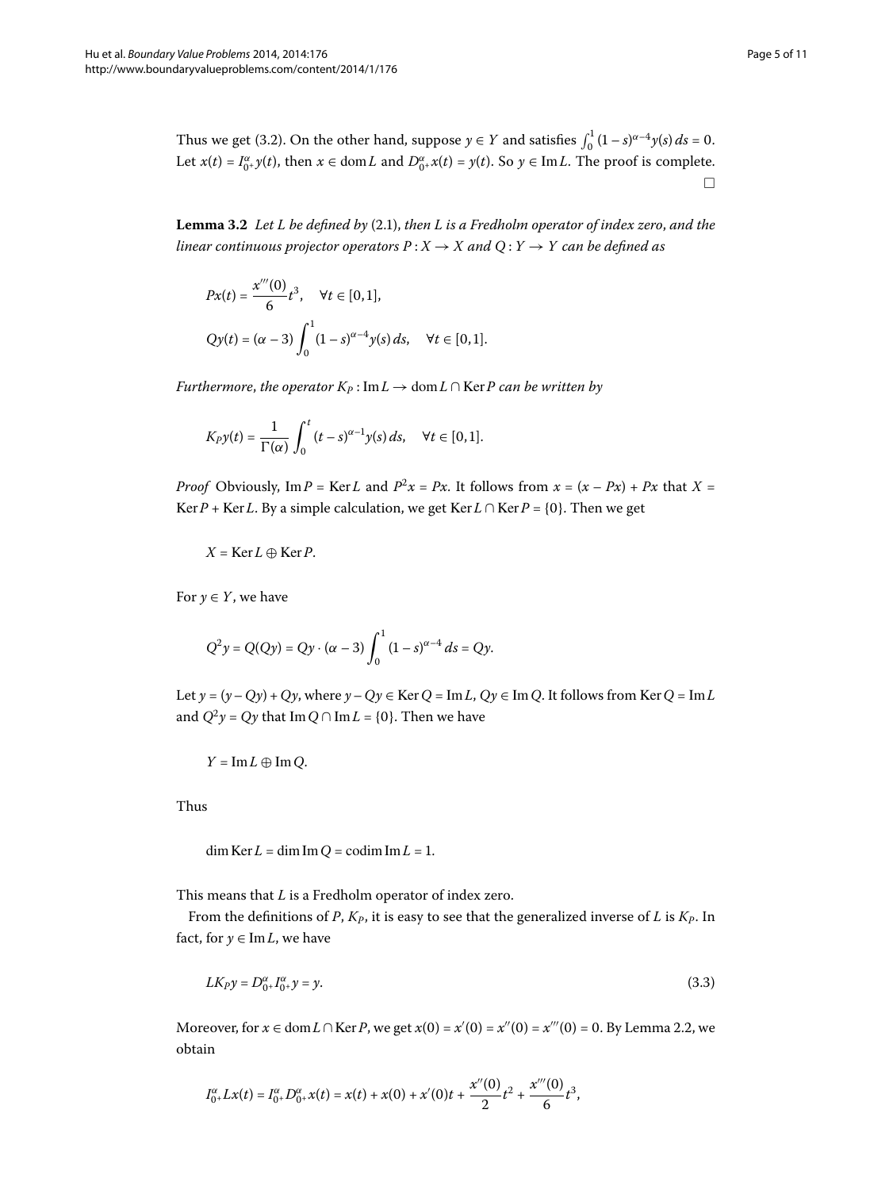Thus we get (3.2). On the other hand, suppose $y \in Y$ and satisfies $\int_0^1 (1-s)^{\alpha-4} y(s)\,ds = 0$. Let $x(t) = I_{0^+}^{\alpha} y(t)$, then $x \in \operatorname{dom} L$ and $D_{0^+}^{\alpha} x(t) = y(t)$. So $y \in \operatorname{Im} L$. The proof is complete. $\square$

**Lemma 3.2** *Let $L$ be defined by* (2.1), *then $L$ is a Fredholm operator of index zero, and the linear continuous projector operators $P : X \to X$ and $Q : Y \to Y$ can be defined as*

$$
Px(t) = \frac{x'''(0)}{6} t^3, \quad \forall t \in [0,1],
$$

$$
Qy(t) = (\alpha - 3) \int_0^1 (1-s)^{\alpha-4} y(s)\,ds, \quad \forall t \in [0,1].
$$

*Furthermore, the operator $K_P : \operatorname{Im} L \to \operatorname{dom} L \cap \operatorname{Ker} P$ can be written by*

$$
K_P y(t) = \frac{1}{\Gamma(\alpha)} \int_0^t (t-s)^{\alpha-1} y(s)\,ds, \quad \forall t \in [0,1].
$$

*Proof* Obviously, $\operatorname{Im} P = \operatorname{Ker} L$ and $P^2 x = Px$. It follows from $x = (x - Px) + Px$ that $X = \operatorname{Ker} P + \operatorname{Ker} L$. By a simple calculation, we get $\operatorname{Ker} L \cap \operatorname{Ker} P = \{0\}$. Then we get

$$
X = \operatorname{Ker} L \oplus \operatorname{Ker} P.
$$

For $y \in Y$, we have

$$
Q^2 y = Q(Qy) = Qy \cdot (\alpha - 3) \int_0^1 (1-s)^{\alpha-4}\,ds = Qy.
$$

Let $y = (y - Qy) + Qy$, where $y - Qy \in \operatorname{Ker} Q = \operatorname{Im} L$, $Qy \in \operatorname{Im} Q$. It follows from $\operatorname{Ker} Q = \operatorname{Im} L$ and $Q^2 y = Qy$ that $\operatorname{Im} Q \cap \operatorname{Im} L = \{0\}$. Then we have

$$
Y = \operatorname{Im} L \oplus \operatorname{Im} Q.
$$

Thus

$$
\dim \operatorname{Ker} L = \dim \operatorname{Im} Q = \operatorname{codim} \operatorname{Im} L = 1.
$$

This means that $L$ is a Fredholm operator of index zero.

From the definitions of $P$, $K_P$, it is easy to see that the generalized inverse of $L$ is $K_P$. In fact, for $y \in \operatorname{Im} L$, we have

$$
LK_P y = D_{0^+}^{\alpha} I_{0^+}^{\alpha} y = y. \tag{3.3}
$$

Moreover, for $x \in \operatorname{dom} L \cap \operatorname{Ker} P$, we get $x(0) = x'(0) = x''(0) = x'''(0) = 0$. By Lemma 2.2, we obtain

$$
I_{0^+}^{\alpha} Lx(t) = I_{0^+}^{\alpha} D_{0^+}^{\alpha} x(t) = x(t) + x(0) + x'(0)t + \frac{x''(0)}{2} t^2 + \frac{x'''(0)}{6} t^3,
$$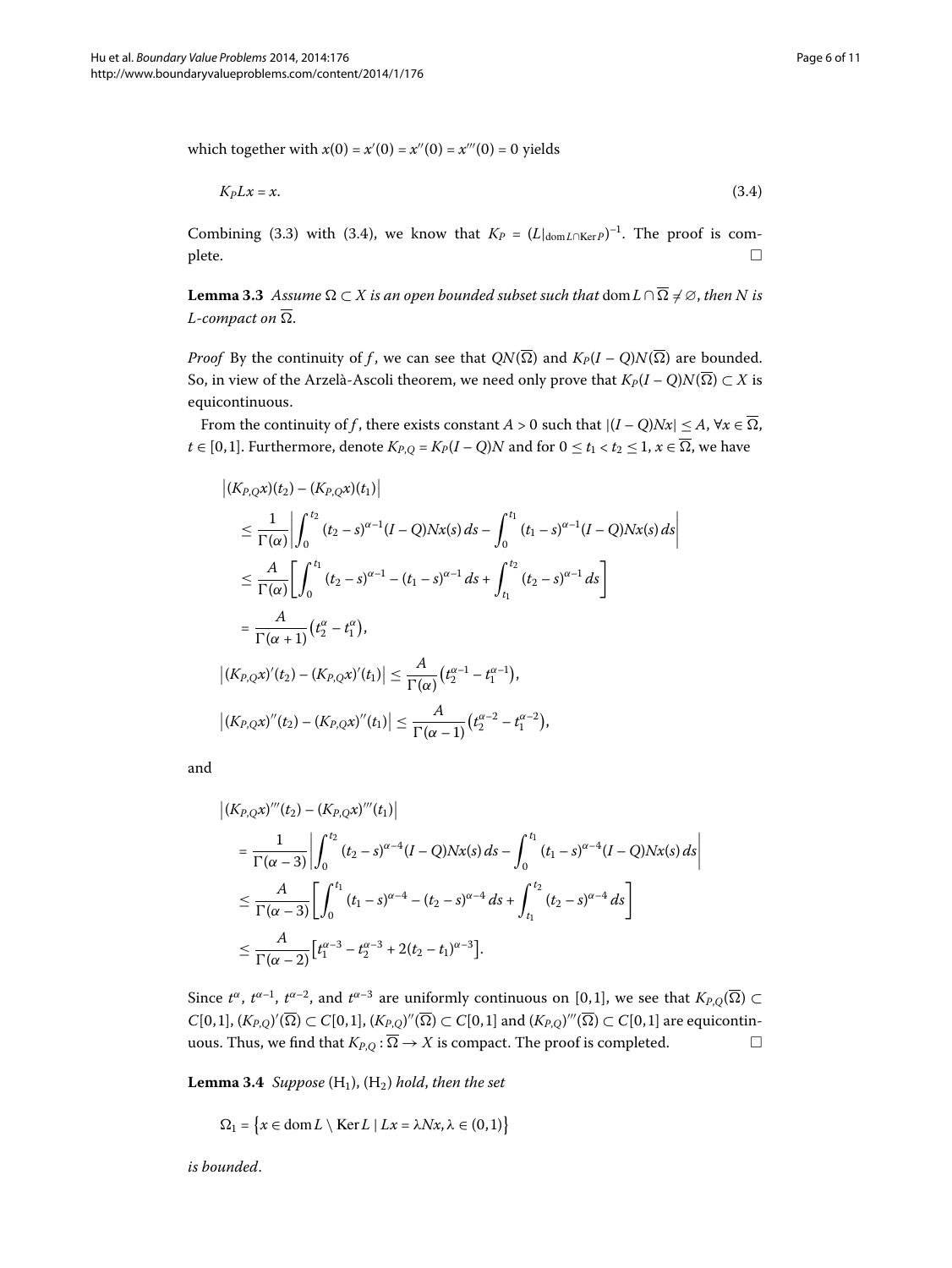which together with $x(0) = x'(0) = x''(0) = x'''(0) = 0$ yields

$$K_P Lx = x. \tag{3.4}$$

Combining (3.3) with (3.4), we know that $K_P = (L|_{\operatorname{dom} L \cap \operatorname{Ker} P})^{-1}$. The proof is complete. □

**Lemma 3.3** *Assume $\Omega \subset X$ is an open bounded subset such that $\operatorname{dom} L \cap \overline{\Omega} \neq \emptyset$, then $N$ is $L$-compact on $\overline{\Omega}$.*

*Proof* By the continuity of $f$, we can see that $QN(\overline{\Omega})$ and $K_P(I-Q)N(\overline{\Omega})$ are bounded. So, in view of the Arzelà-Ascoli theorem, we need only prove that $K_P(I-Q)N(\overline{\Omega}) \subset X$ is equicontinuous.

From the continuity of $f$, there exists constant $A > 0$ such that $|(I-Q)Nx| \leq A$, $\forall x \in \overline{\Omega}$, $t \in [0,1]$. Furthermore, denote $K_{P,Q} = K_P(I-Q)N$ and for $0 \leq t_1 < t_2 \leq 1$, $x \in \overline{\Omega}$, we have

$$\begin{aligned}
&\left|(K_{P,Q}x)(t_2) - (K_{P,Q}x)(t_1)\right| \\
&\quad\leq \frac{1}{\Gamma(\alpha)}\left|\int_0^{t_2} (t_2-s)^{\alpha-1}(I-Q)Nx(s)\,ds - \int_0^{t_1} (t_1-s)^{\alpha-1}(I-Q)Nx(s)\,ds\right| \\
&\quad\leq \frac{A}{\Gamma(\alpha)}\left[\int_0^{t_1} (t_2-s)^{\alpha-1} - (t_1-s)^{\alpha-1}\,ds + \int_{t_1}^{t_2} (t_2-s)^{\alpha-1}\,ds\right] \\
&\quad= \frac{A}{\Gamma(\alpha+1)}\left(t_2^{\alpha} - t_1^{\alpha}\right), \\
&\left|(K_{P,Q}x)'(t_2) - (K_{P,Q}x)'(t_1)\right| \leq \frac{A}{\Gamma(\alpha)}\left(t_2^{\alpha-1} - t_1^{\alpha-1}\right), \\
&\left|(K_{P,Q}x)''(t_2) - (K_{P,Q}x)''(t_1)\right| \leq \frac{A}{\Gamma(\alpha-1)}\left(t_2^{\alpha-2} - t_1^{\alpha-2}\right),
\end{aligned}$$

and

$$\begin{aligned}
&\left|(K_{P,Q}x)'''(t_2) - (K_{P,Q}x)'''(t_1)\right| \\
&\quad= \frac{1}{\Gamma(\alpha-3)}\left|\int_0^{t_2} (t_2-s)^{\alpha-4}(I-Q)Nx(s)\,ds - \int_0^{t_1} (t_1-s)^{\alpha-4}(I-Q)Nx(s)\,ds\right| \\
&\quad\leq \frac{A}{\Gamma(\alpha-3)}\left[\int_0^{t_1} (t_1-s)^{\alpha-4} - (t_2-s)^{\alpha-4}\,ds + \int_{t_1}^{t_2} (t_2-s)^{\alpha-4}\,ds\right] \\
&\quad\leq \frac{A}{\Gamma(\alpha-2)}\left[t_1^{\alpha-3} - t_2^{\alpha-3} + 2(t_2-t_1)^{\alpha-3}\right].
\end{aligned}$$

Since $t^{\alpha}$, $t^{\alpha-1}$, $t^{\alpha-2}$, and $t^{\alpha-3}$ are uniformly continuous on $[0,1]$, we see that $K_{P,Q}(\overline{\Omega}) \subset C[0,1]$, $(K_{P,Q})'(\overline{\Omega}) \subset C[0,1]$, $(K_{P,Q})''(\overline{\Omega}) \subset C[0,1]$ and $(K_{P,Q})'''(\overline{\Omega}) \subset C[0,1]$ are equicontinuous. Thus, we find that $K_{P,Q} : \overline{\Omega} \to X$ is compact. The proof is completed. □

**Lemma 3.4** *Suppose* $(\mathrm{H}_1)$, $(\mathrm{H}_2)$ *hold, then the set*

$$\Omega_1 = \left\{x \in \operatorname{dom} L \setminus \operatorname{Ker} L \mid Lx = \lambda Nx, \lambda \in (0,1)\right\}$$

*is bounded.*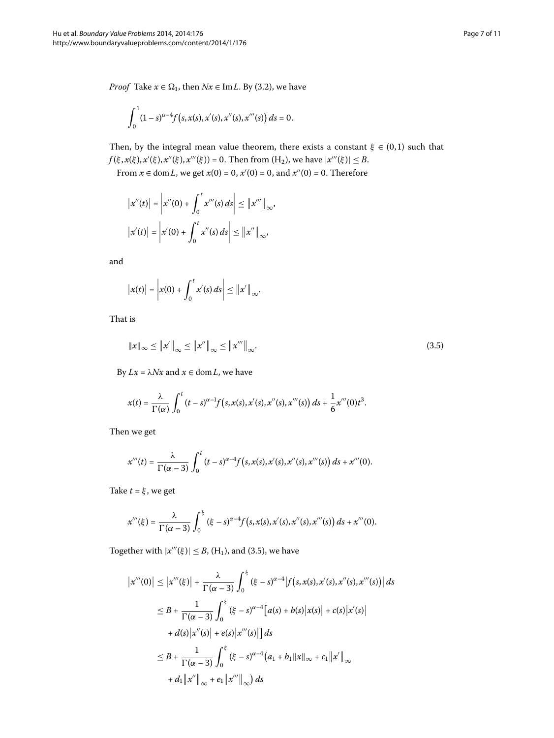*Proof* Take $x \in \Omega_1$, then $Nx \in \operatorname{Im} L$. By (3.2), we have

$$\int_0^1 (1-s)^{\alpha-4} f\big(s, x(s), x'(s), x''(s), x'''(s)\big)\, ds = 0.$$

Then, by the integral mean value theorem, there exists a constant $\xi \in (0,1)$ such that $f(\xi, x(\xi), x'(\xi), x''(\xi), x'''(\xi)) = 0$. Then from $(\mathrm{H}_2)$, we have $|x'''(\xi)| \le B$.

From $x \in \operatorname{dom} L$, we get $x(0) = 0$, $x'(0) = 0$, and $x''(0) = 0$. Therefore

$$\big|x''(t)\big| = \left|x''(0) + \int_0^t x'''(s)\, ds\right| \le \big\|x'''\big\|_\infty,$$

$$\big|x'(t)\big| = \left|x'(0) + \int_0^t x''(s)\, ds\right| \le \big\|x''\big\|_\infty,$$

and

$$\big|x(t)\big| = \left|x(0) + \int_0^t x'(s)\, ds\right| \le \big\|x'\big\|_\infty.$$

That is

$$\|x\|_\infty \le \big\|x'\big\|_\infty \le \big\|x''\big\|_\infty \le \big\|x'''\big\|_\infty. \tag{3.5}$$

By $Lx = \lambda Nx$ and $x \in \operatorname{dom} L$, we have

$$x(t) = \frac{\lambda}{\Gamma(\alpha)} \int_0^t (t-s)^{\alpha-1} f\big(s, x(s), x'(s), x''(s), x'''(s)\big)\, ds + \frac{1}{6} x'''(0) t^3.$$

Then we get

$$x'''(t) = \frac{\lambda}{\Gamma(\alpha-3)} \int_0^t (t-s)^{\alpha-4} f\big(s, x(s), x'(s), x''(s), x'''(s)\big)\, ds + x'''(0).$$

Take $t = \xi$, we get

$$x'''(\xi) = \frac{\lambda}{\Gamma(\alpha-3)} \int_0^\xi (\xi-s)^{\alpha-4} f\big(s, x(s), x'(s), x''(s), x'''(s)\big)\, ds + x'''(0).$$

Together with $|x'''(\xi)| \le B$, $(\mathrm{H}_1)$, and (3.5), we have

$$\begin{aligned}
\big|x'''(0)\big| &\le \big|x'''(\xi)\big| + \frac{\lambda}{\Gamma(\alpha-3)} \int_0^\xi (\xi-s)^{\alpha-4} \big|f\big(s, x(s), x'(s), x''(s), x'''(s)\big)\big|\, ds \\
&\le B + \frac{1}{\Gamma(\alpha-3)} \int_0^\xi (\xi-s)^{\alpha-4} \big[a(s) + b(s)\big|x(s)\big| + c(s)\big|x'(s)\big| \\
&\quad + d(s)\big|x''(s)\big| + e(s)\big|x'''(s)\big|\big]\, ds \\
&\le B + \frac{1}{\Gamma(\alpha-3)} \int_0^\xi (\xi-s)^{\alpha-4} \big(a_1 + b_1\|x\|_\infty + c_1\big\|x'\big\|_\infty \\
&\quad + d_1\big\|x''\big\|_\infty + e_1\big\|x'''\big\|_\infty\big)\, ds
\end{aligned}$$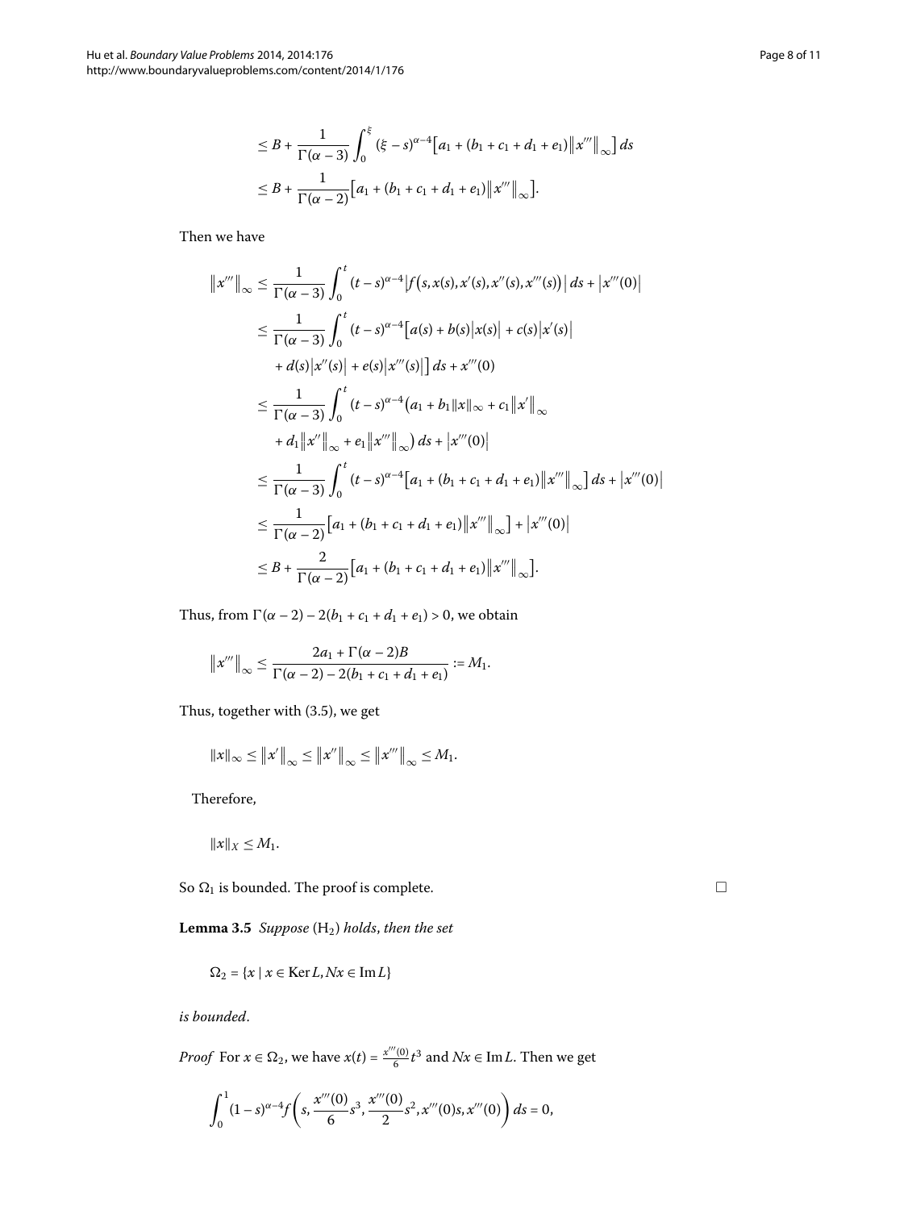$$
\begin{aligned}
&\leq B + \frac{1}{\Gamma(\alpha-3)} \int_0^{\xi} (\xi - s)^{\alpha-4} \bigl[a_1 + (b_1 + c_1 + d_1 + e_1)\bigl\|x'''\bigr\|_\infty\bigr]\,ds \\
&\leq B + \frac{1}{\Gamma(\alpha-2)} \bigl[a_1 + (b_1 + c_1 + d_1 + e_1)\bigl\|x'''\bigr\|_\infty\bigr].
\end{aligned}
$$

Then we have

$$
\begin{aligned}
\bigl\|x'''\bigr\|_\infty &\leq \frac{1}{\Gamma(\alpha-3)} \int_0^t (t-s)^{\alpha-4} \bigl|f\bigl(s, x(s), x'(s), x''(s), x'''(s)\bigr)\bigr|\,ds + \bigl|x'''(0)\bigr| \\
&\leq \frac{1}{\Gamma(\alpha-3)} \int_0^t (t-s)^{\alpha-4} \bigl[a(s) + b(s)\bigl|x(s)\bigr| + c(s)\bigl|x'(s)\bigr| \\
&\quad + d(s)\bigl|x''(s)\bigr| + e(s)\bigl|x'''(s)\bigr|\bigr]\,ds + x'''(0) \\
&\leq \frac{1}{\Gamma(\alpha-3)} \int_0^t (t-s)^{\alpha-4} \bigl(a_1 + b_1\|x\|_\infty + c_1\bigl\|x'\bigr\|_\infty \\
&\quad + d_1\bigl\|x''\bigr\|_\infty + e_1\bigl\|x'''\bigr\|_\infty\bigr)\,ds + \bigl|x'''(0)\bigr| \\
&\leq \frac{1}{\Gamma(\alpha-3)} \int_0^t (t-s)^{\alpha-4} \bigl[a_1 + (b_1 + c_1 + d_1 + e_1)\bigl\|x'''\bigr\|_\infty\bigr]\,ds + \bigl|x'''(0)\bigr| \\
&\leq \frac{1}{\Gamma(\alpha-2)} \bigl[a_1 + (b_1 + c_1 + d_1 + e_1)\bigl\|x'''\bigr\|_\infty\bigr] + \bigl|x'''(0)\bigr| \\
&\leq B + \frac{2}{\Gamma(\alpha-2)} \bigl[a_1 + (b_1 + c_1 + d_1 + e_1)\bigl\|x'''\bigr\|_\infty\bigr].
\end{aligned}
$$

Thus, from $\Gamma(\alpha-2) - 2(b_1 + c_1 + d_1 + e_1) > 0$, we obtain

$$
\bigl\|x'''\bigr\|_\infty \leq \frac{2a_1 + \Gamma(\alpha-2)B}{\Gamma(\alpha-2) - 2(b_1 + c_1 + d_1 + e_1)} := M_1.
$$

Thus, together with (3.5), we get

$$
\|x\|_\infty \leq \bigl\|x'\bigr\|_\infty \leq \bigl\|x''\bigr\|_\infty \leq \bigl\|x'''\bigr\|_\infty \leq M_1.
$$

Therefore,

$$
\|x\|_X \leq M_1.
$$

So $\Omega_1$ is bounded. The proof is complete. □

**Lemma 3.5** *Suppose* ($H_2$) *holds*, *then the set*

$$
\Omega_2 = \{x \mid x \in \operatorname{Ker} L, Nx \in \operatorname{Im} L\}
$$

*is bounded*.

*Proof* For $x \in \Omega_2$, we have $x(t) = \frac{x'''(0)}{6}t^3$ and $Nx \in \operatorname{Im} L$. Then we get

$$
\int_0^1 (1-s)^{\alpha-4} f\left(s, \frac{x'''(0)}{6}s^3, \frac{x'''(0)}{2}s^2, x'''(0)s, x'''(0)\right) ds = 0,
$$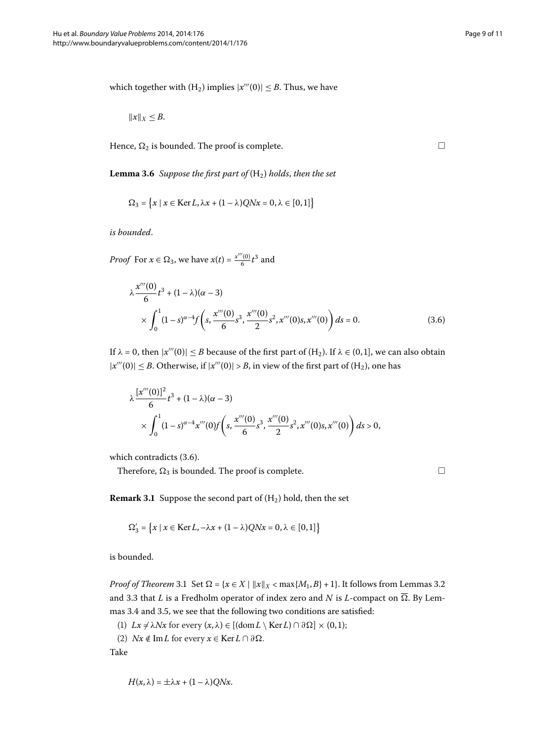which together with $(\mathrm{H}_2)$ implies $|x'''(0)| \leq B$. Thus, we have

$$\|x\|_X \leq B.$$

Hence, $\Omega_2$ is bounded. The proof is complete. $\square$

**Lemma 3.6** *Suppose the first part of* $(\mathrm{H}_2)$ *holds, then the set*

$$\Omega_3 = \{x \mid x \in \operatorname{Ker} L, \lambda x + (1-\lambda)QNx = 0, \lambda \in [0,1]\}$$

*is bounded.*

*Proof* For $x \in \Omega_3$, we have $x(t) = \frac{x'''(0)}{6}t^3$ and

$$\lambda \frac{x'''(0)}{6}t^3 + (1-\lambda)(\alpha-3) \times \int_0^1 (1-s)^{\alpha-4} f\left(s, \frac{x'''(0)}{6}s^3, \frac{x'''(0)}{2}s^2, x'''(0)s, x'''(0)\right) ds = 0. \tag{3.6}$$

If $\lambda = 0$, then $|x'''(0)| \leq B$ because of the first part of $(\mathrm{H}_2)$. If $\lambda \in (0,1]$, we can also obtain $|x'''(0)| \leq B$. Otherwise, if $|x'''(0)| > B$, in view of the first part of $(\mathrm{H}_2)$, one has

$$\lambda \frac{[x'''(0)]^2}{6}t^3 + (1-\lambda)(\alpha-3) \times \int_0^1 (1-s)^{\alpha-4} x'''(0) f\left(s, \frac{x'''(0)}{6}s^3, \frac{x'''(0)}{2}s^2, x'''(0)s, x'''(0)\right) ds > 0,$$

which contradicts (3.6).

Therefore, $\Omega_3$ is bounded. The proof is complete. $\square$

**Remark 3.1** Suppose the second part of $(\mathrm{H}_2)$ hold, then the set

$$\Omega_3' = \{x \mid x \in \operatorname{Ker} L, -\lambda x + (1-\lambda)QNx = 0, \lambda \in [0,1]\}$$

is bounded.

*Proof of Theorem* 3.1 Set $\Omega = \{x \in X \mid \|x\|_X < \max\{M_1, B\} + 1\}$. It follows from Lemmas 3.2 and 3.3 that $L$ is a Fredholm operator of index zero and $N$ is $L$-compact on $\overline{\Omega}$. By Lemmas 3.4 and 3.5, we see that the following two conditions are satisfied:

(1) $Lx \neq \lambda Nx$ for every $(x, \lambda) \in [(\operatorname{dom} L \setminus \operatorname{Ker} L) \cap \partial\Omega] \times (0,1)$;

(2) $Nx \notin \operatorname{Im} L$ for every $x \in \operatorname{Ker} L \cap \partial\Omega$.

Take

$$H(x,\lambda) = \pm\lambda x + (1-\lambda)QNx.$$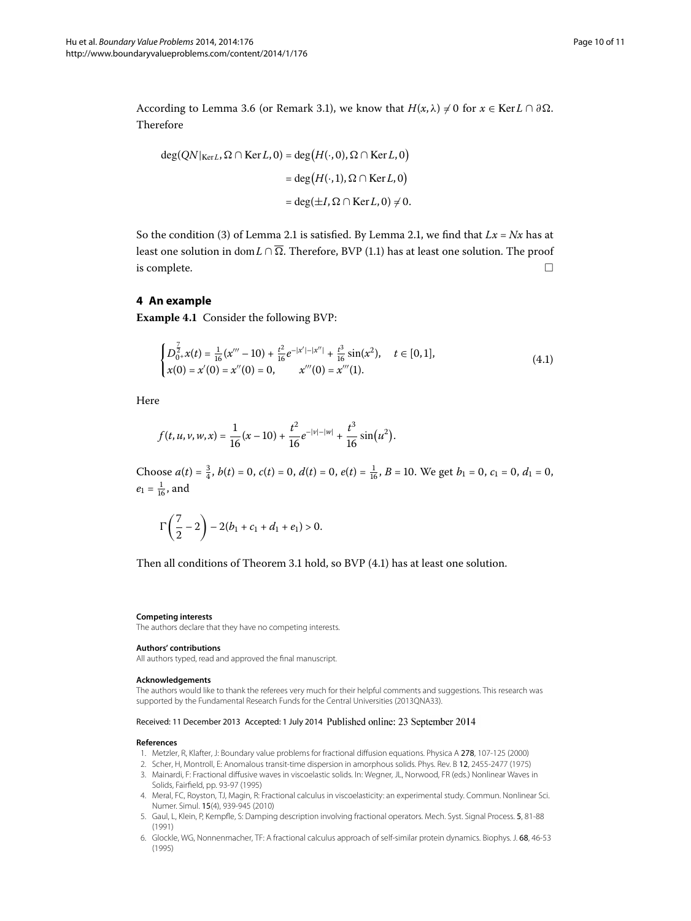According to Lemma 3.6 (or Remark 3.1), we know that $H(x,\lambda) \neq 0$ for $x \in \operatorname{Ker} L \cap \partial\Omega$. Therefore

$$
\begin{aligned}
\deg(QN|_{\operatorname{Ker} L}, \Omega \cap \operatorname{Ker} L, 0) &= \deg\big(H(\cdot,0), \Omega \cap \operatorname{Ker} L, 0\big) \\
&= \deg\big(H(\cdot,1), \Omega \cap \operatorname{Ker} L, 0\big) \\
&= \deg(\pm I, \Omega \cap \operatorname{Ker} L, 0) \neq 0.
\end{aligned}
$$

So the condition (3) of Lemma 2.1 is satisfied. By Lemma 2.1, we find that $Lx = Nx$ has at least one solution in $\operatorname{dom} L \cap \overline{\Omega}$. Therefore, BVP (1.1) has at least one solution. The proof is complete. □

## 4 An example

**Example 4.1** Consider the following BVP:

$$
\begin{cases}
D_{0^+}^{\frac{7}{2}} x(t) = \frac{1}{16}(x''' - 10) + \frac{t^2}{16} e^{-|x'|-|x''|} + \frac{t^3}{16}\sin(x^2), & t \in [0,1], \\
x(0) = x'(0) = x''(0) = 0, \qquad x'''(0) = x'''(1).
\end{cases}
\tag{4.1}
$$

Here

$$
f(t,u,v,w,x) = \frac{1}{16}(x - 10) + \frac{t^2}{16} e^{-|v|-|w|} + \frac{t^3}{16}\sin\big(u^2\big).
$$

Choose $a(t) = \frac{3}{4}$, $b(t) = 0$, $c(t) = 0$, $d(t) = 0$, $e(t) = \frac{1}{16}$, $B = 10$. We get $b_1 = 0$, $c_1 = 0$, $d_1 = 0$, $e_1 = \frac{1}{16}$, and

$$
\Gamma\left(\frac{7}{2} - 2\right) - 2(b_1 + c_1 + d_1 + e_1) > 0.
$$

Then all conditions of Theorem 3.1 hold, so BVP (4.1) has at least one solution.

#### Competing interests

The authors declare that they have no competing interests.

#### Authors' contributions

All authors typed, read and approved the final manuscript.

#### Acknowledgements

The authors would like to thank the referees very much for their helpful comments and suggestions. This research was supported by the Fundamental Research Funds for the Central Universities (2013QNA33).

Received: 11 December 2013 Accepted: 1 July 2014 Published online: 23 September 2014

#### References

1. Metzler, R, Klafter, J: Boundary value problems for fractional diffusion equations. Physica A **278**, 107-125 (2000)
2. Scher, H, Montroll, E: Anomalous transit-time dispersion in amorphous solids. Phys. Rev. B **12**, 2455-2477 (1975)
3. Mainardi, F: Fractional diffusive waves in viscoelastic solids. In: Wegner, JL, Norwood, FR (eds.) Nonlinear Waves in Solids, Fairfield, pp. 93-97 (1995)
4. Meral, FC, Royston, TJ, Magin, R: Fractional calculus in viscoelasticity: an experimental study. Commun. Nonlinear Sci. Numer. Simul. **15**(4), 939-945 (2010)
5. Gaul, L, Klein, P, Kempfle, S: Damping description involving fractional operators. Mech. Syst. Signal Process. **5**, 81-88 (1991)
6. Glockle, WG, Nonnenmacher, TF: A fractional calculus approach of self-similar protein dynamics. Biophys. J. **68**, 46-53 (1995)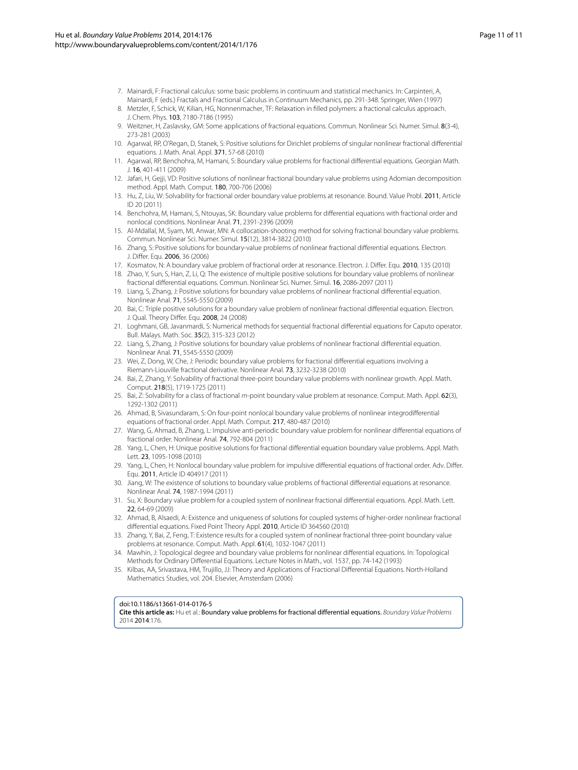7. Mainardi, F: Fractional calculus: some basic problems in continuum and statistical mechanics. In: Carpinteri, A, Mainardi, F (eds.) Fractals and Fractional Calculus in Continuum Mechanics, pp. 291-348. Springer, Wien (1997)
8. Metzler, F, Schick, W, Kilian, HG, Nonnenmacher, TF: Relaxation in filled polymers: a fractional calculus approach. J. Chem. Phys. **103**, 7180-7186 (1995)
9. Weitzner, H, Zaslavsky, GM: Some applications of fractional equations. Commun. Nonlinear Sci. Numer. Simul. **8**(3-4), 273-281 (2003)
10. Agarwal, RP, O'Regan, D, Stanek, S: Positive solutions for Dirichlet problems of singular nonlinear fractional differential equations. J. Math. Anal. Appl. **371**, 57-68 (2010)
11. Agarwal, RP, Benchohra, M, Hamani, S: Boundary value problems for fractional differential equations. Georgian Math. J. **16**, 401-411 (2009)
12. Jafari, H, Gejji, VD: Positive solutions of nonlinear fractional boundary value problems using Adomian decomposition method. Appl. Math. Comput. **180**, 700-706 (2006)
13. Hu, Z, Liu, W: Solvability for fractional order boundary value problems at resonance. Bound. Value Probl. **2011**, Article ID 20 (2011)
14. Benchohra, M, Hamani, S, Ntouyas, SK: Boundary value problems for differential equations with fractional order and nonlocal conditions. Nonlinear Anal. **71**, 2391-2396 (2009)
15. Al-Mdallal, M, Syam, MI, Anwar, MN: A collocation-shooting method for solving fractional boundary value problems. Commun. Nonlinear Sci. Numer. Simul. **15**(12), 3814-3822 (2010)
16. Zhang, S: Positive solutions for boundary-value problems of nonlinear fractional differential equations. Electron. J. Differ. Equ. **2006**, 36 (2006)
17. Kosmatov, N: A boundary value problem of fractional order at resonance. Electron. J. Differ. Equ. **2010**, 135 (2010)
18. Zhao, Y, Sun, S, Han, Z, Li, Q: The existence of multiple positive solutions for boundary value problems of nonlinear fractional differential equations. Commun. Nonlinear Sci. Numer. Simul. **16**, 2086-2097 (2011)
19. Liang, S, Zhang, J: Positive solutions for boundary value problems of nonlinear fractional differential equation. Nonlinear Anal. **71**, 5545-5550 (2009)
20. Bai, C: Triple positive solutions for a boundary value problem of nonlinear fractional differential equation. Electron. J. Qual. Theory Differ. Equ. **2008**, 24 (2008)
21. Loghmani, GB, Javanmardi, S: Numerical methods for sequential fractional differential equations for Caputo operator. Bull. Malays. Math. Soc. **35**(2), 315-323 (2012)
22. Liang, S, Zhang, J: Positive solutions for boundary value problems of nonlinear fractional differential equation. Nonlinear Anal. **71**, 5545-5550 (2009)
23. Wei, Z, Dong, W, Che, J: Periodic boundary value problems for fractional differential equations involving a Riemann-Liouville fractional derivative. Nonlinear Anal. **73**, 3232-3238 (2010)
24. Bai, Z, Zhang, Y: Solvability of fractional three-point boundary value problems with nonlinear growth. Appl. Math. Comput. **218**(5), 1719-1725 (2011)
25. Bai, Z: Solvability for a class of fractional *m*-point boundary value problem at resonance. Comput. Math. Appl. **62**(3), 1292-1302 (2011)
26. Ahmad, B, Sivasundaram, S: On four-point nonlocal boundary value problems of nonlinear integrodifferential equations of fractional order. Appl. Math. Comput. **217**, 480-487 (2010)
27. Wang, G, Ahmad, B, Zhang, L: Impulsive anti-periodic boundary value problem for nonlinear differential equations of fractional order. Nonlinear Anal. **74**, 792-804 (2011)
28. Yang, L, Chen, H: Unique positive solutions for fractional differential equation boundary value problems. Appl. Math. Lett. **23**, 1095-1098 (2010)
29. Yang, L, Chen, H: Nonlocal boundary value problem for impulsive differential equations of fractional order. Adv. Differ. Equ. **2011**, Article ID 404917 (2011)
30. Jiang, W: The existence of solutions to boundary value problems of fractional differential equations at resonance. Nonlinear Anal. **74**, 1987-1994 (2011)
31. Su, X: Boundary value problem for a coupled system of nonlinear fractional differential equations. Appl. Math. Lett. **22**, 64-69 (2009)
32. Ahmad, B, Alsaedi, A: Existence and uniqueness of solutions for coupled systems of higher-order nonlinear fractional differential equations. Fixed Point Theory Appl. **2010**, Article ID 364560 (2010)
33. Zhang, Y, Bai, Z, Feng, T: Existence results for a coupled system of nonlinear fractional three-point boundary value problems at resonance. Comput. Math. Appl. **61**(4), 1032-1047 (2011)
34. Mawhin, J: Topological degree and boundary value problems for nonlinear differential equations. In: Topological Methods for Ordinary Differential Equations. Lecture Notes in Math., vol. 1537, pp. 74-142 (1993)
35. Kilbas, AA, Srivastava, HM, Trujillo, JJ: Theory and Applications of Fractional Differential Equations. North-Holland Mathematics Studies, vol. 204. Elsevier, Amsterdam (2006)

doi:10.1186/s13661-014-0176-5
**Cite this article as:** Hu et al.: **Boundary value problems for fractional differential equations.** *Boundary Value Problems* 2014 **2014**:176.